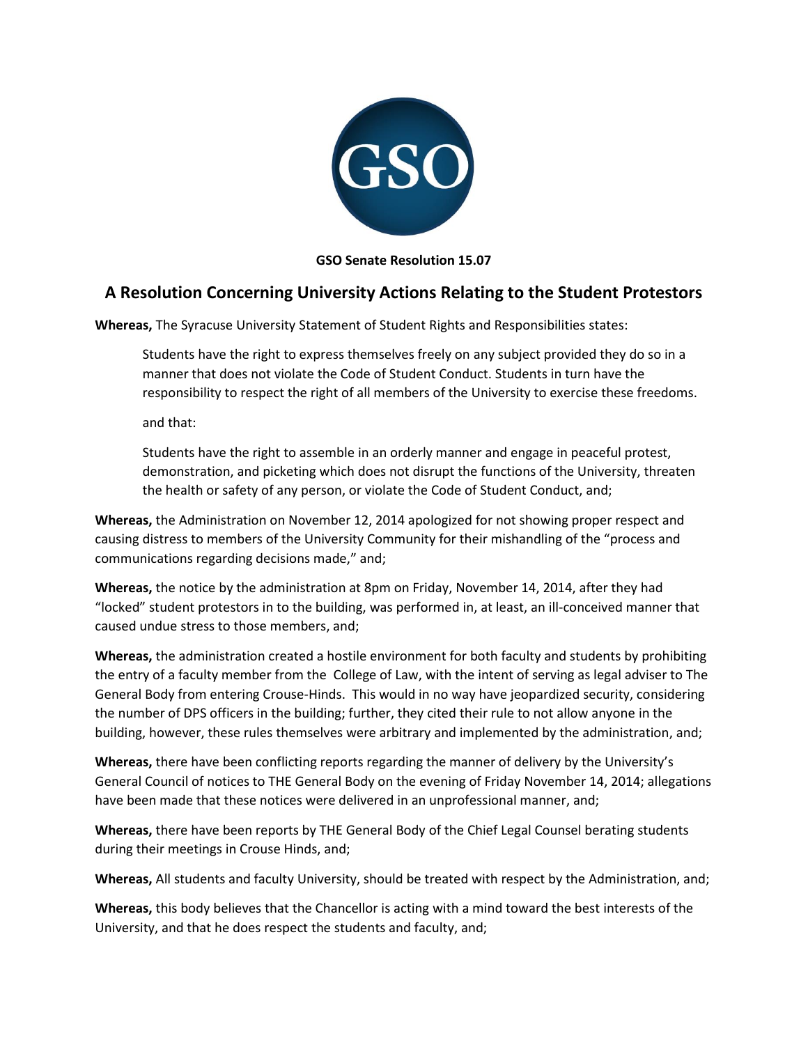GSO

**GSO Senate Resolution 15.07**

## A Resolution Concerning University Actions Relating to the Student Protestors

**Whereas,** The Syracuse University Statement of Student Rights and Responsibilities states:

> Students have the right to express themselves freely on any subject provided they do so in a manner that does not violate the Code of Student Conduct. Students in turn have the responsibility to respect the right of all members of the University to exercise these freedoms.
>
> and that:
>
> Students have the right to assemble in an orderly manner and engage in peaceful protest, demonstration, and picketing which does not disrupt the functions of the University, threaten the health or safety of any person, or violate the Code of Student Conduct, and;

**Whereas,** the Administration on November 12, 2014 apologized for not showing proper respect and causing distress to members of the University Community for their mishandling of the "process and communications regarding decisions made," and;

**Whereas,** the notice by the administration at 8pm on Friday, November 14, 2014, after they had "locked" student protestors in to the building, was performed in, at least, an ill-conceived manner that caused undue stress to those members, and;

**Whereas,** the administration created a hostile environment for both faculty and students by prohibiting the entry of a faculty member from the College of Law, with the intent of serving as legal adviser to The General Body from entering Crouse-Hinds. This would in no way have jeopardized security, considering the number of DPS officers in the building; further, they cited their rule to not allow anyone in the building, however, these rules themselves were arbitrary and implemented by the administration, and;

**Whereas,** there have been conflicting reports regarding the manner of delivery by the University's General Council of notices to THE General Body on the evening of Friday November 14, 2014; allegations have been made that these notices were delivered in an unprofessional manner, and;

**Whereas,** there have been reports by THE General Body of the Chief Legal Counsel berating students during their meetings in Crouse Hinds, and;

**Whereas,** All students and faculty University, should be treated with respect by the Administration, and;

**Whereas,** this body believes that the Chancellor is acting with a mind toward the best interests of the University, and that he does respect the students and faculty, and;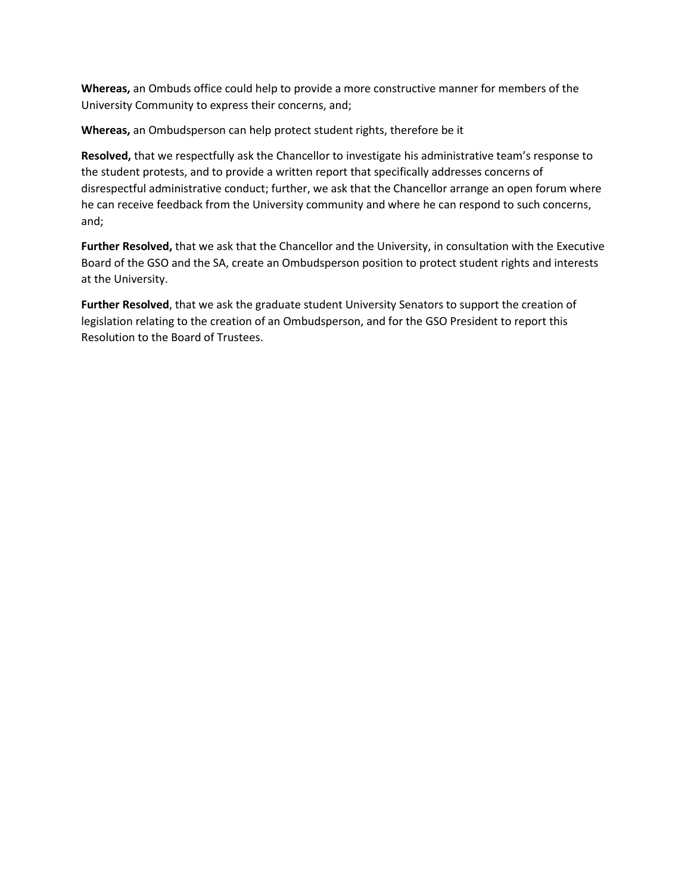**Whereas,** an Ombuds office could help to provide a more constructive manner for members of the University Community to express their concerns, and;

**Whereas,** an Ombudsperson can help protect student rights, therefore be it

**Resolved,** that we respectfully ask the Chancellor to investigate his administrative team's response to the student protests, and to provide a written report that specifically addresses concerns of disrespectful administrative conduct; further, we ask that the Chancellor arrange an open forum where he can receive feedback from the University community and where he can respond to such concerns, and;

**Further Resolved,** that we ask that the Chancellor and the University, in consultation with the Executive Board of the GSO and the SA, create an Ombudsperson position to protect student rights and interests at the University.

**Further Resolved**, that we ask the graduate student University Senators to support the creation of legislation relating to the creation of an Ombudsperson, and for the GSO President to report this Resolution to the Board of Trustees.